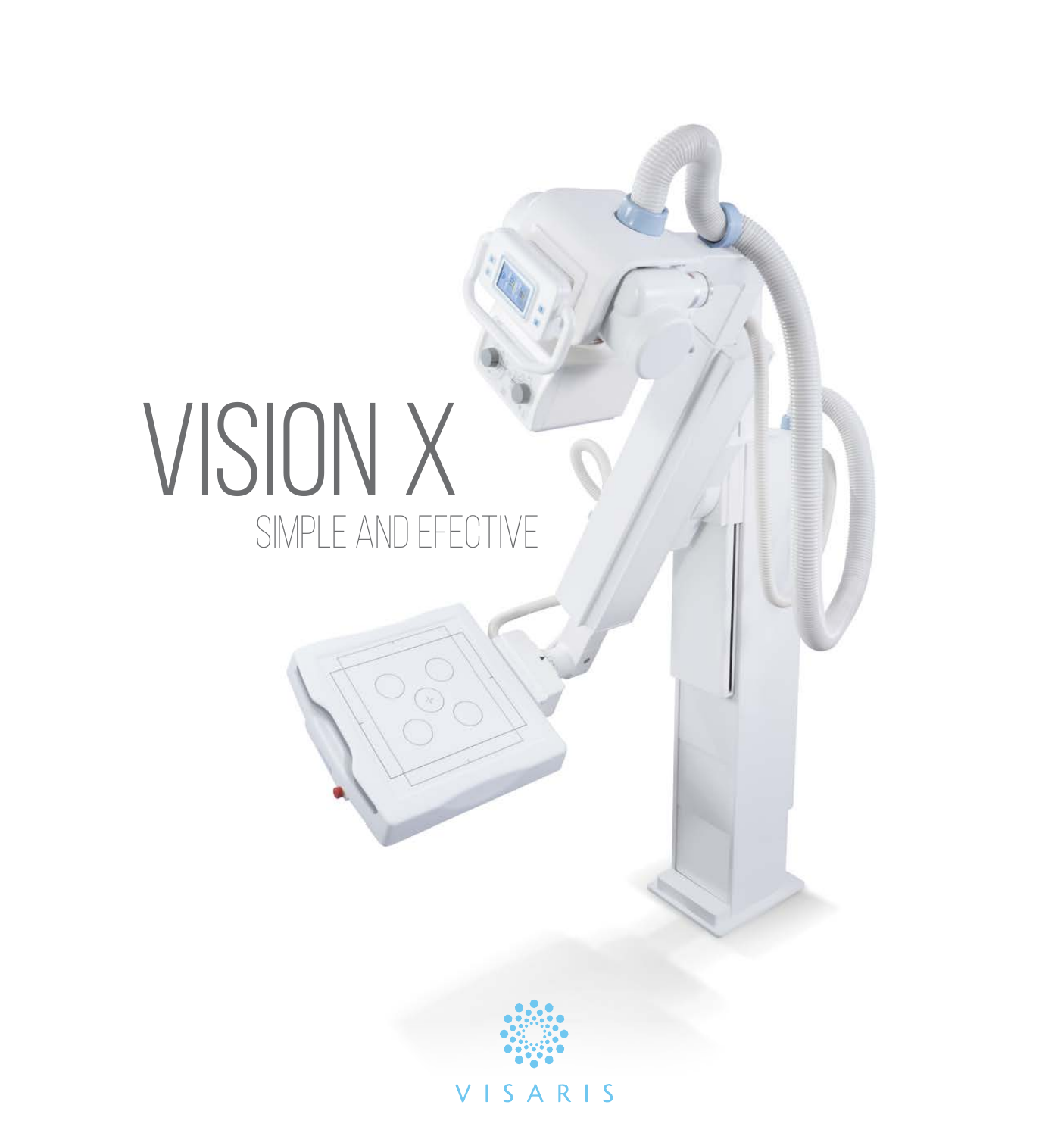# VISION X

## SIMPLE AND EFECTIVE

VISARIS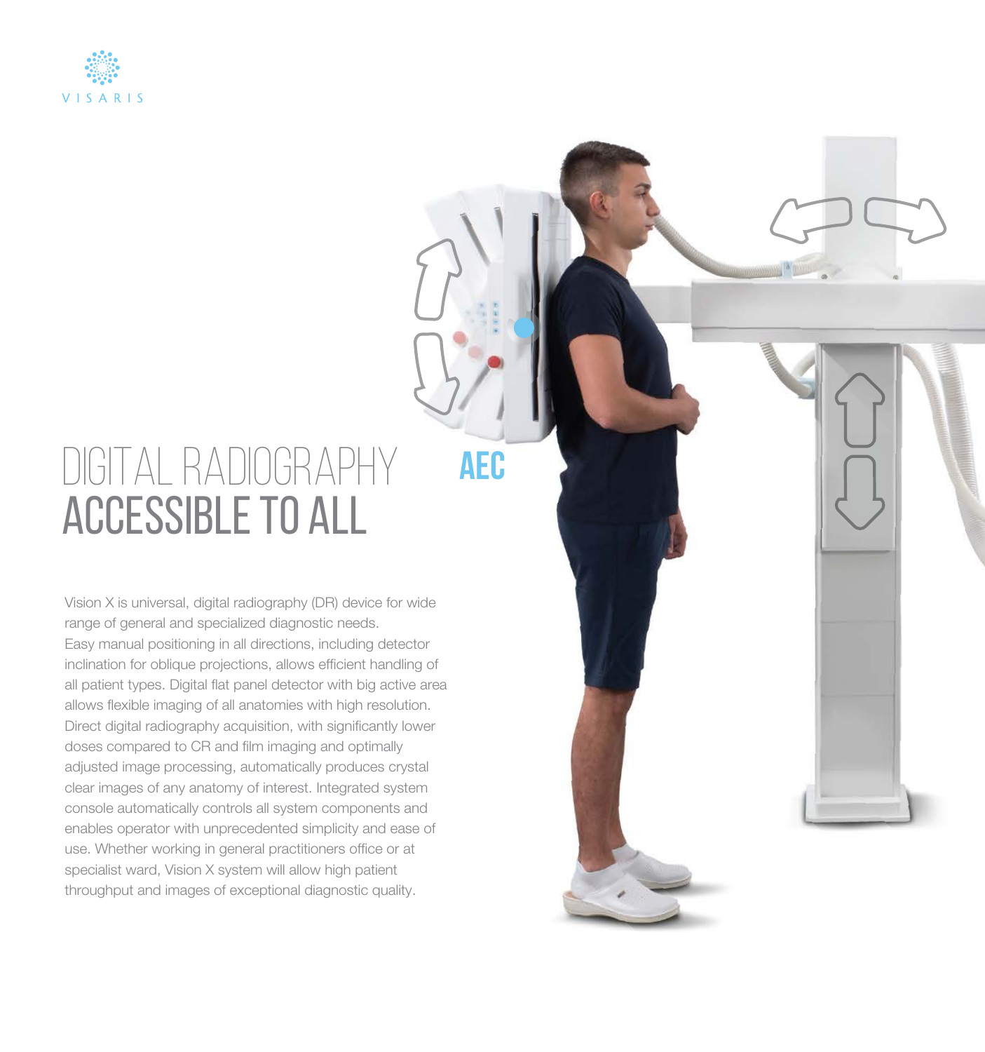# DIGITAL RADIOGRAPHY ACCESSIBLE TO ALL

AEC

Vision X is universal, digital radiography (DR) device for wide range of general and specialized diagnostic needs. Easy manual positioning in all directions, including detector inclination for oblique projections, allows efficient handling of all patient types. Digital flat panel detector with big active area allows flexible imaging of all anatomies with high resolution. Direct digital radiography acquisition, with significantly lower doses compared to CR and film imaging and optimally adjusted image processing, automatically produces crystal clear images of any anatomy of interest. Integrated system console automatically controls all system components and enables operator with unprecedented simplicity and ease of use. Whether working in general practitioners office or at specialist ward, Vision X system will allow high patient throughput and images of exceptional diagnostic quality.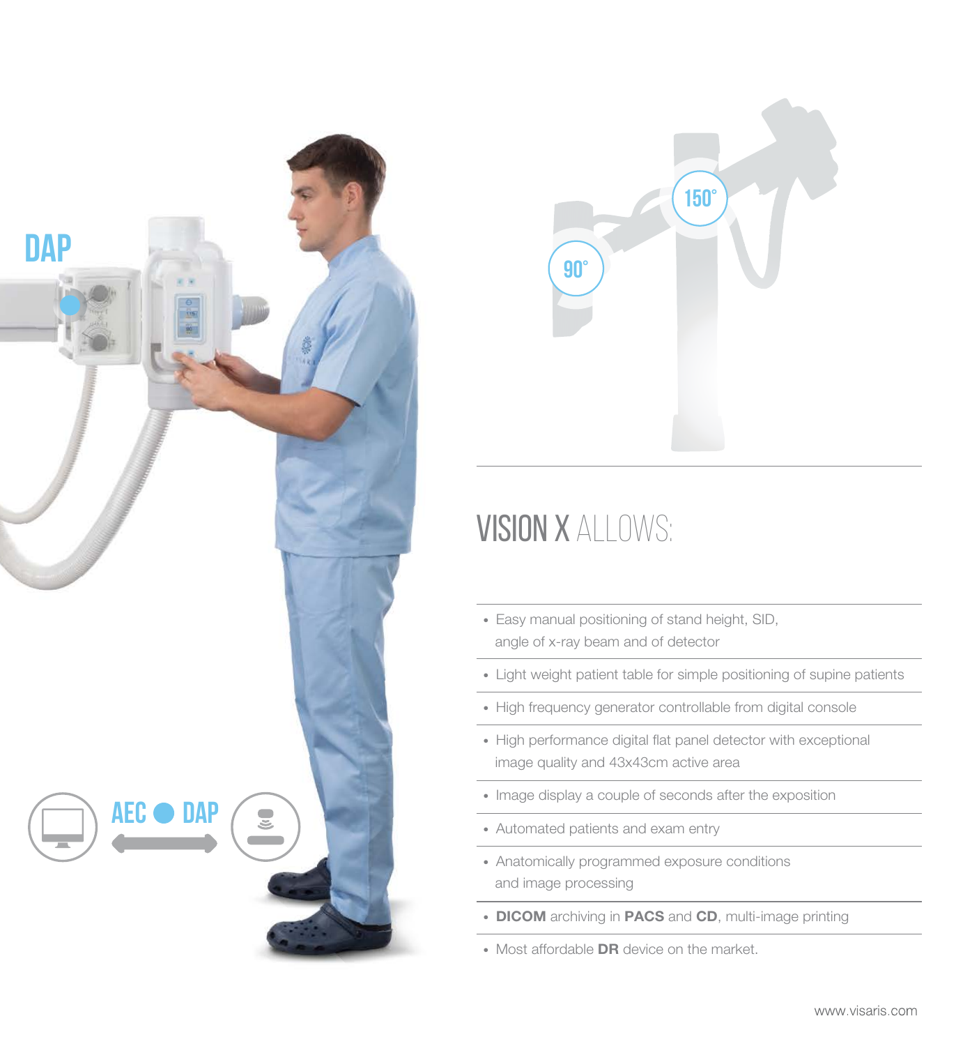DAP

90°

150°

AEC ● DAP

# VISION X ALLOWS:

- Easy manual positioning of stand height, SID, angle of x-ray beam and of detector
- Light weight patient table for simple positioning of supine patients
- High frequency generator controllable from digital console
- High performance digital flat panel detector with exceptional image quality and 43x43cm active area
- Image display a couple of seconds after the exposition
- Automated patients and exam entry
- Anatomically programmed exposure conditions and image processing
- **DICOM** archiving in **PACS** and **CD**, multi-image printing
- Most affordable **DR** device on the market.

www.visaris.com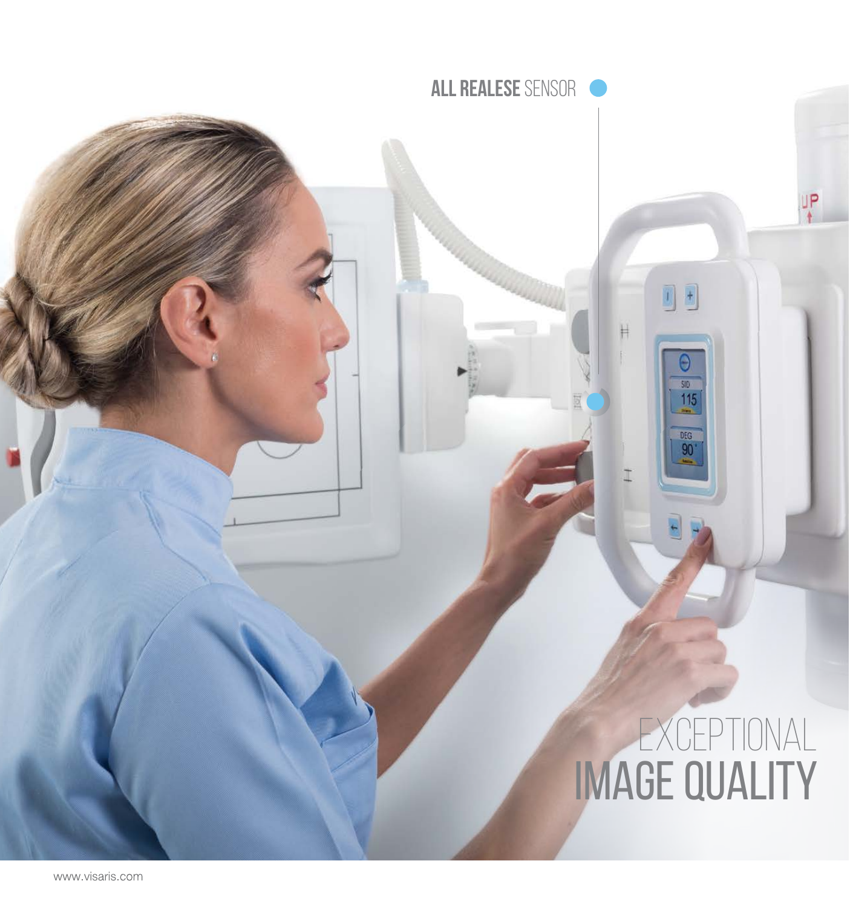**ALL REALESE** SENSOR

# EXCEPTIONAL IMAGE QUALITY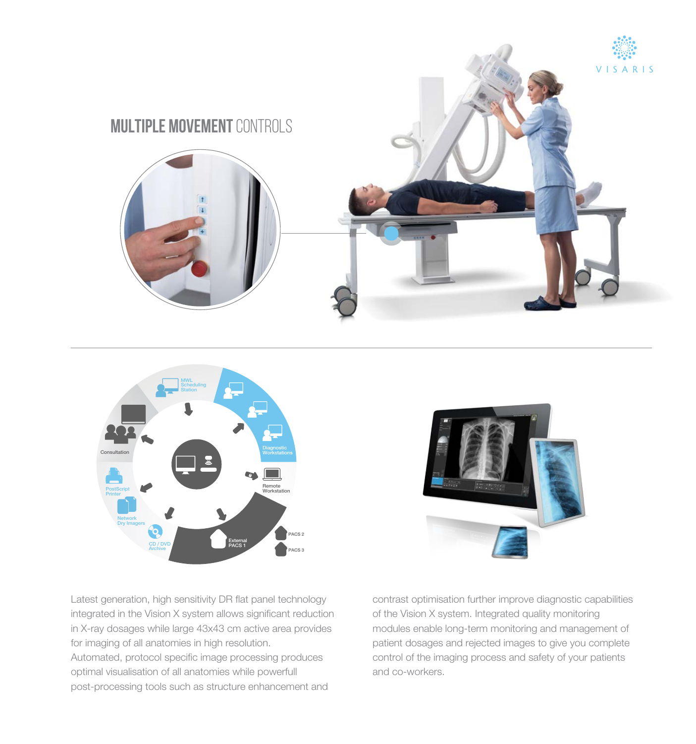## MULTIPLE MOVEMENT CONTROLS

MWL Scheduling Station

Diagnostic Workstations

Remote Workstation

PACS 2

PACS 3

External PACS 1

CD / DVD Archive

Network Dry Imagers

PostScript Printer

Consultation

Latest generation, high sensitivity DR flat panel technology integrated in the Vision X system allows significant reduction in X-ray dosages while large 43x43 cm active area provides for imaging of all anatomies in high resolution. Automated, protocol specific image processing produces optimal visualisation of all anatomies while powerfull post-processing tools such as structure enhancement and contrast optimisation further improve diagnostic capabilities of the Vision X system. Integrated quality monitoring modules enable long-term monitoring and management of patient dosages and rejected images to give you complete control of the imaging process and safety of your patients and co-workers.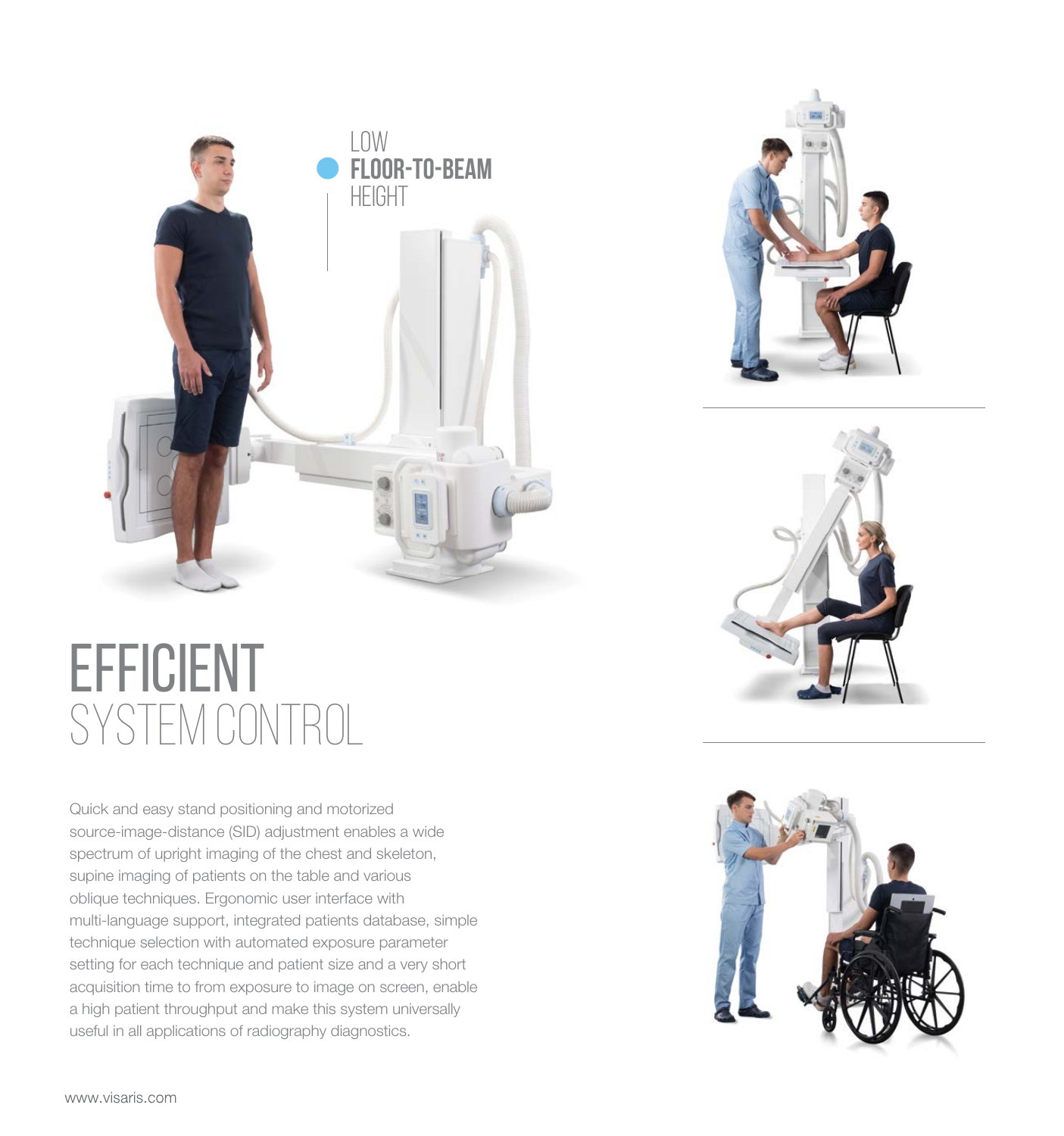LOW **FLOOR-TO-BEAM** HEIGHT

# EFFICIENT SYSTEM CONTROL

Quick and easy stand positioning and motorized source-image-distance (SID) adjustment enables a wide spectrum of upright imaging of the chest and skeleton, supine imaging of patients on the table and various oblique techniques. Ergonomic user interface with multi-language support, integrated patients database, simple technique selection with automated exposure parameter setting for each technique and patient size and a very short acquisition time to from exposure to image on screen, enable a high patient throughput and make this system universally useful in all applications of radiography diagnostics.

www.visaris.com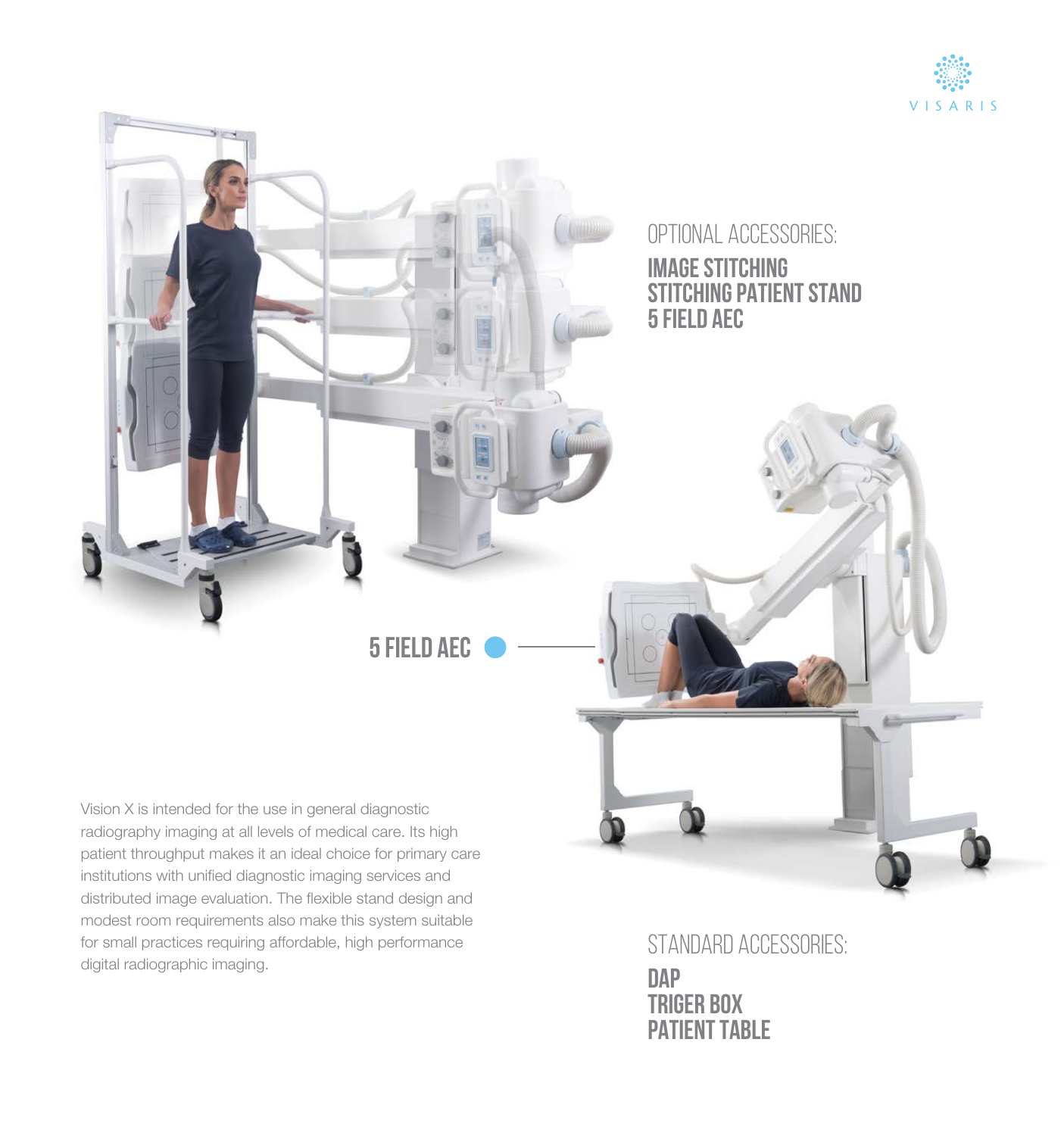VISARIS

## OPTIONAL ACCESSORIES:

**IMAGE STITCHING**
**STITCHING PATIENT STAND**
**5 FIELD AEC**

**5 FIELD AEC**

Vision X is intended for the use in general diagnostic radiography imaging at all levels of medical care. Its high patient throughput makes it an ideal choice for primary care institutions with unified diagnostic imaging services and distributed image evaluation. The flexible stand design and modest room requirements also make this system suitable for small practices requiring affordable, high performance digital radiographic imaging.

## STANDARD ACCESSORIES:

**DAP**
**TRIGER BOX**
**PATIENT TABLE**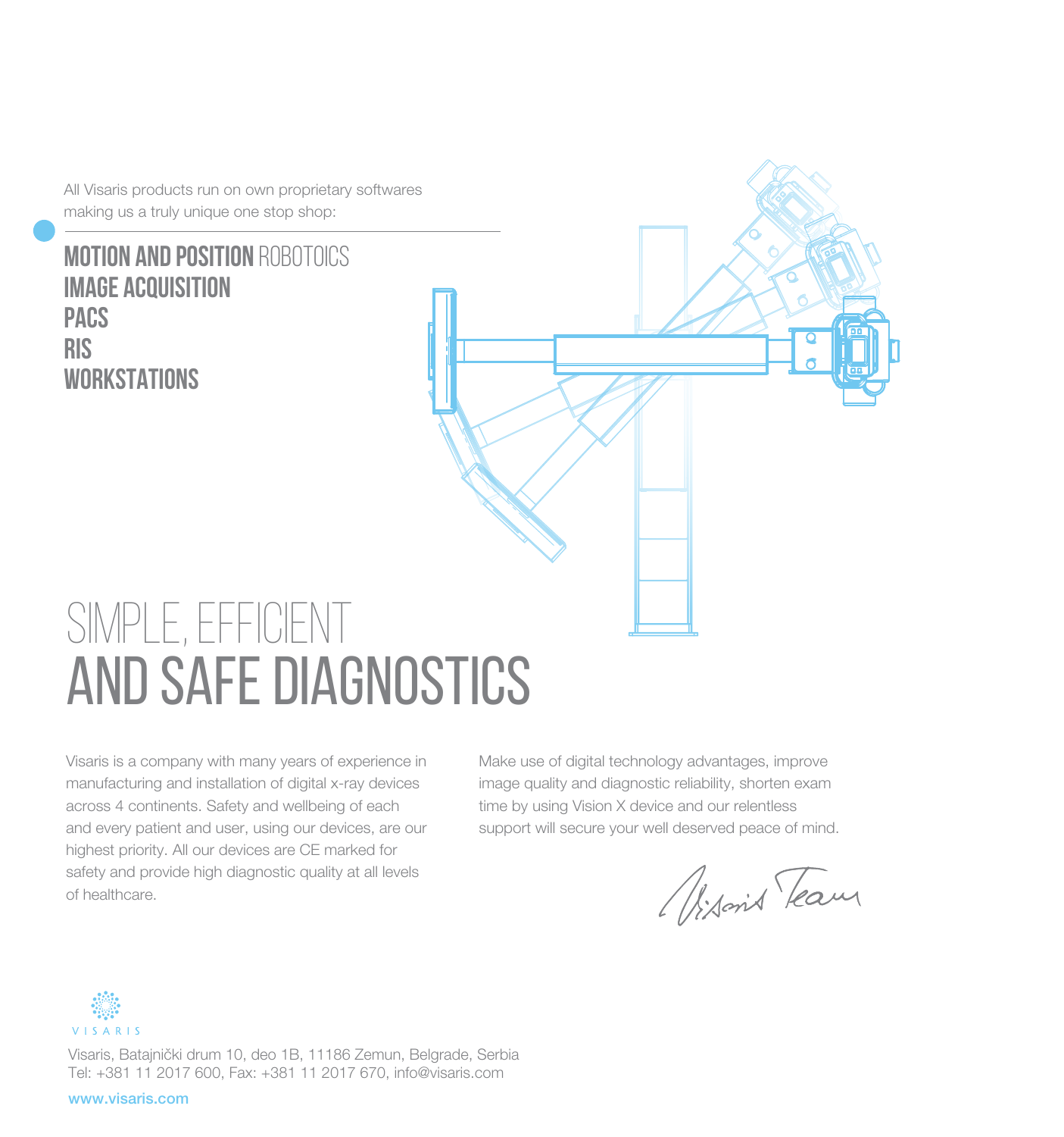All Visaris products run on own proprietary softwares making us a truly unique one stop shop:

**MOTION AND POSITION** ROBOTOICS
**IMAGE ACQUISITION**
**PACS**
**RIS**
**WORKSTATIONS**

# SIMPLE, EFFICIENT AND SAFE DIAGNOSTICS

Visaris is a company with many years of experience in manufacturing and installation of digital x-ray devices across 4 continents. Safety and wellbeing of each and every patient and user, using our devices, are our highest priority. All our devices are CE marked for safety and provide high diagnostic quality at all levels of healthcare.

Make use of digital technology advantages, improve image quality and diagnostic reliability, shorten exam time by using Vision X device and our relentless support will secure your well deserved peace of mind.

Visaris Team

VISARIS

Visaris, Batajnički drum 10, deo 1B, 11186 Zemun, Belgrade, Serbia
Tel: +381 11 2017 600, Fax: +381 11 2017 670, info@visaris.com

www.visaris.com